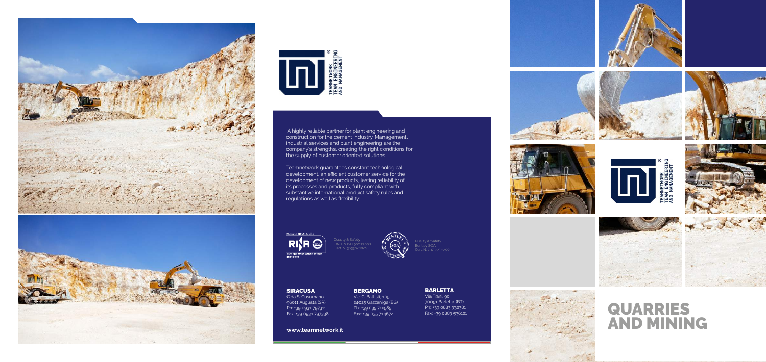TEAMNETWORK
TEAM ENGINEERING
AND MANAGEMENT

A highly reliable partner for plant engineering and construction for the cement industry. Management, industrial services and plant engineering are the company's strengths, creating the right conditions for the supply of customer oriented solutions.

Teamnetwork guarantees constant technological development, an efficient customer service for the development of new products, lasting reliability of its processes and products, fully compliant with substantive international product safety rules and regulations as well as flexibility.

Quality & Safety
UNI EN ISO 9001:2008
Cert. N. 36330/18/S

Quality & Safety
Bentley SOA
Cert. N. 23735/35/00

**SIRACUSA**
C.da S. Cusumano
96011 Augusta (SR)
Ph: +39 0931 797311
Fax: +39 0931 797338

**BERGAMO**
Via C. Battisti, 105
24025 Gazzaniga (BG)
Ph: +39 035 711585
Fax: +39 035 714672

**BARLETTA**
Via Trani, 90
70051 Barletta (BT)
Ph: +39 0883 332381
Fax: +39 0883 536121

**www.teamnetwork.it**

TEAMNETWORK
TEAM ENGINEERING
AND MANAGEMENT

# QUARRIES AND MINING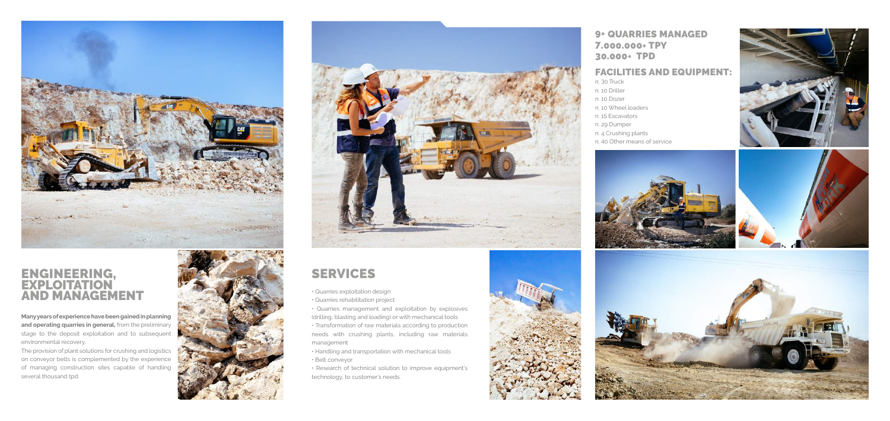## ENGINEERING, EXPLOITATION AND MANAGEMENT

**Many years of experience have been gained in planning and operating quarries in general,** from the preliminary stage to the deposit exploitation and to subsequent environmental recovery.

The provision of plant solutions for crushing and logistics on conveyor belts is complemented by the experience of managing construction sites capable of handling several thousand tpd.

## SERVICES

- Quarries exploitation design
- Quarries rehabilitation project
- Quarries management and exploitation by explosives (drilling, blasting and loading) or with mechanical tools
- Transformation of raw materials according to production needs with crushing plants, including raw materials management
- Handling and transportation with mechanical tools
- Belt conveyor
- Research of technical solution to improve equipment's technology, to customer's needs.

## 9+ QUARRIES MANAGED
## 7.000.000+ TPY
## 30.000+ TPD

## FACILITIES AND EQUIPMENT:

n. 30 Truck
n. 10 Driller
n. 10 Dozer
n. 10 Wheel loaders
n. 15 Escavators
n. 29 Dumper
n. 4 Crushing plants
n. 40 Other means of service